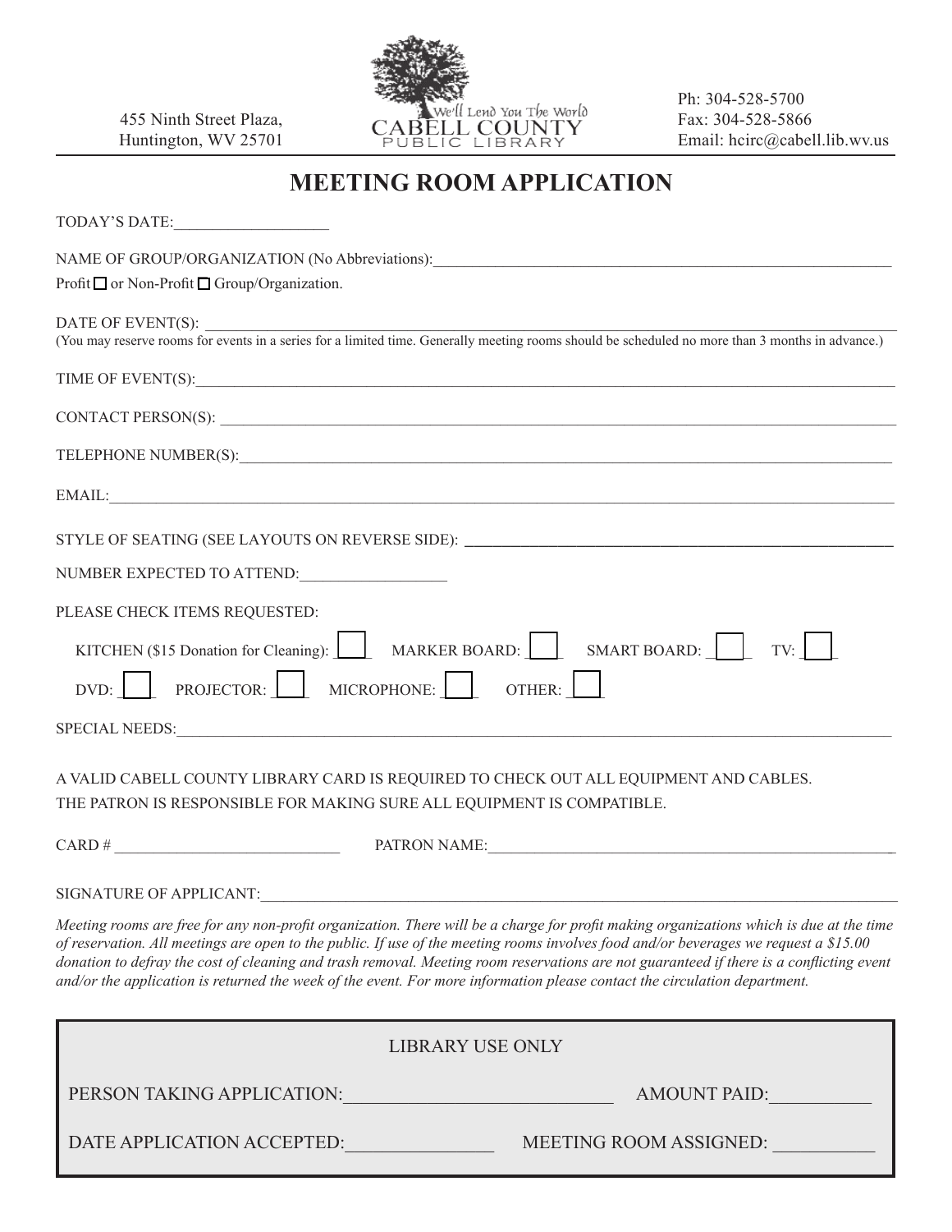455 Ninth Street Plaza,
Huntington, WV 25701

We'll Lend You The World
CABELL COUNTY
PUBLIC LIBRARY

Ph: 304-528-5700
Fax: 304-528-5866
Email: hcirc@cabell.lib.wv.us

# MEETING ROOM APPLICATION

TODAY'S DATE:___________________

NAME OF GROUP/ORGANIZATION (No Abbreviations):___________________________________________________________

Profit ☐ or Non-Profit ☐ Group/Organization.

DATE OF EVENT(S): ___________________________________________________________________________________________

(You may reserve rooms for events in a series for a limited time. Generally meeting rooms should be scheduled no more than 3 months in advance.)

TIME OF EVENT(S):____________________________________________________________________________________________

CONTACT PERSON(S): __________________________________________________________________________________________

TELEPHONE NUMBER(S):________________________________________________________________________________________

EMAIL:_______________________________________________________________________________________________________

STYLE OF SEATING (SEE LAYOUTS ON REVERSE SIDE): ____________________________________________________

NUMBER EXPECTED TO ATTEND:__________________

PLEASE CHECK ITEMS REQUESTED:

KITCHEN ($15 Donation for Cleaning): ☐ MARKER BOARD: ☐ SMART BOARD: ☐ TV: ☐

DVD: ☐ PROJECTOR: ☐ MICROPHONE: ☐ OTHER: ☐

SPECIAL NEEDS:_______________________________________________________________________________________________

A VALID CABELL COUNTY LIBRARY CARD IS REQUIRED TO CHECK OUT ALL EQUIPMENT AND CABLES.
THE PATRON IS RESPONSIBLE FOR MAKING SURE ALL EQUIPMENT IS COMPATIBLE.

CARD # ____________________________ PATRON NAME:_______________________________________________________

SIGNATURE OF APPLICANT:_____________________________________________________________________________________

*Meeting rooms are free for any non-profit organization. There will be a charge for profit making organizations which is due at the time of reservation. All meetings are open to the public. If use of the meeting rooms involves food and/or beverages we request a $15.00 donation to defray the cost of cleaning and trash removal. Meeting room reservations are not guaranteed if there is a conflicting event and/or the application is returned the week of the event. For more information please contact the circulation department.*

LIBRARY USE ONLY

PERSON TAKING APPLICATION:____________________________ AMOUNT PAID:___________

DATE APPLICATION ACCEPTED:________________ MEETING ROOM ASSIGNED: ___________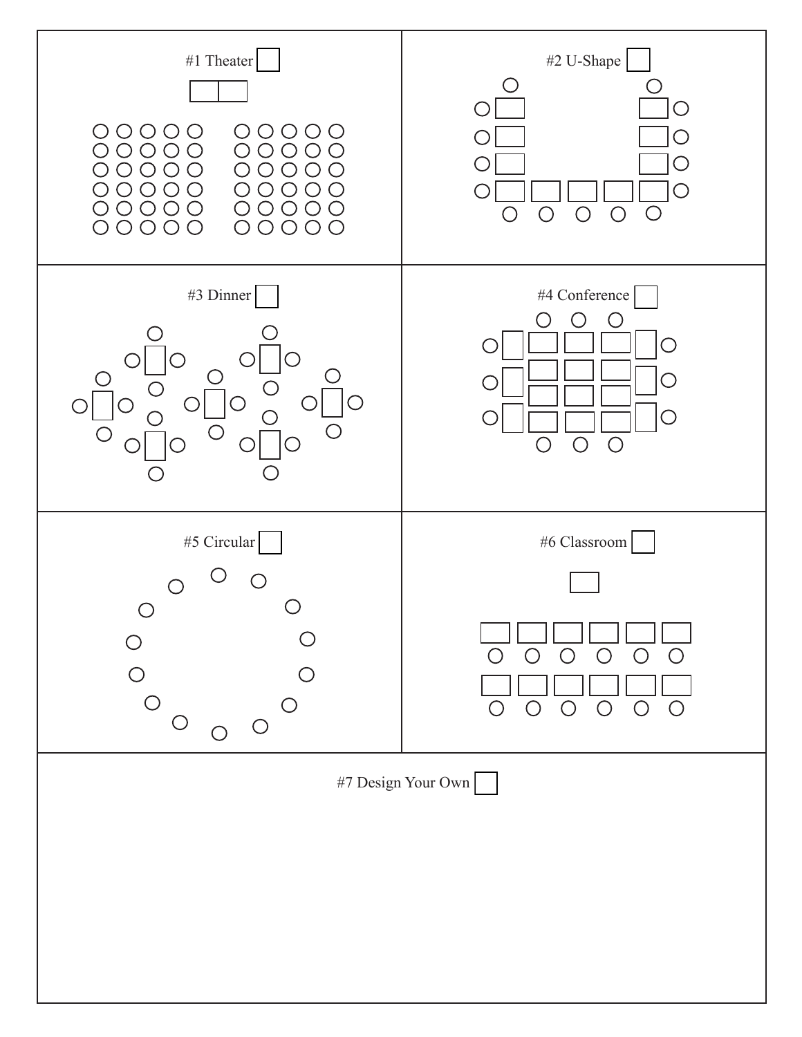#1 Theater ☐

#2 U-Shape ☐

#3 Dinner ☐

#4 Conference ☐

#5 Circular ☐

#6 Classroom ☐

#7 Design Your Own ☐